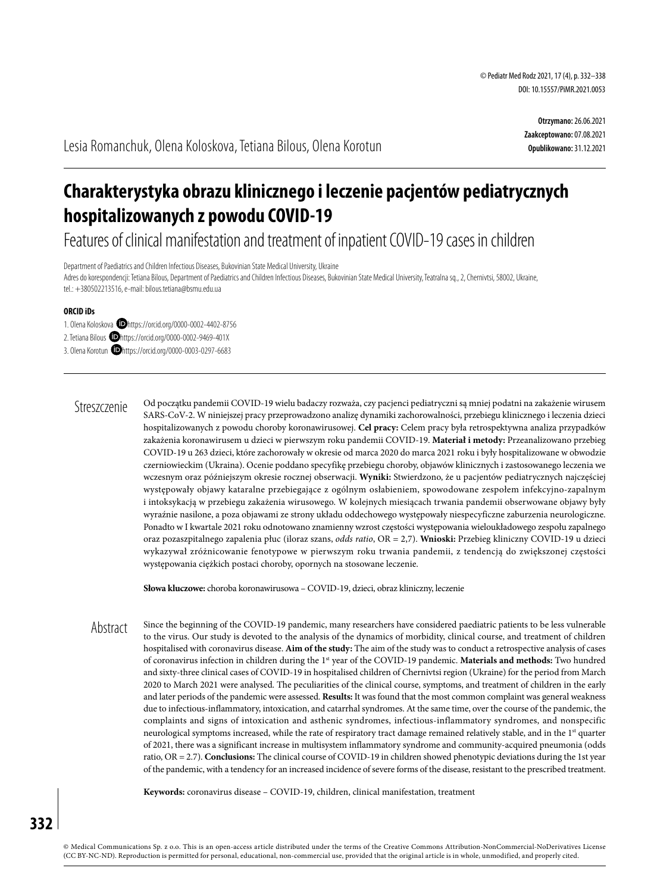Otrzymano: 26.06.2021
Zaakceptowano: 07.08.2021
Opublikowano: 31.12.2021

Lesia Romanchuk, Olena Koloskova, Tetiana Bilous, Olena Korotun

# Charakterystyka obrazu klinicznego i leczenie pacjentów pediatrycznych hospitalizowanych z powodu COVID-19

## Features of clinical manifestation and treatment of inpatient COVID-19 cases in children

Department of Paediatrics and Children Infectious Diseases, Bukovinian State Medical University, Ukraine
Adres do korespondencji: Tetiana Bilous, Department of Paediatrics and Children Infectious Diseases, Bukovinian State Medical University, Teatralna sq., 2, Chernivtsi, 58002, Ukraine, tel.: +380502213516, e-mail: bilous.tetiana@bsmu.edu.ua

**ORCID iDs**

1. Olena Koloskova https://orcid.org/0000-0002-4402-8756
2. Tetiana Bilous https://orcid.org/0000-0002-9469-401X
3. Olena Korotun https://orcid.org/0000-0003-0297-6683

### Streszczenie

Od początku pandemii COVID-19 wielu badaczy rozważa, czy pacjenci pediatryczni są mniej podatni na zakażenie wirusem SARS-CoV-2. W niniejszej pracy przeprowadzono analizę dynamiki zachorowalności, przebiegu klinicznego i leczenia dzieci hospitalizowanych z powodu choroby koronawirusowej. **Cel pracy:** Celem pracy była retrospektywna analiza przypadków zakażenia koronawirusem u dzieci w pierwszym roku pandemii COVID-19. **Materiał i metody:** Przeanalizowano przebieg COVID-19 u 263 dzieci, które zachorowały w okresie od marca 2020 do marca 2021 roku i były hospitalizowane w obwodzie czerniowieckim (Ukraina). Ocenie poddano specyfikę przebiegu choroby, objawów klinicznych i zastosowanego leczenia we wczesnym oraz późniejszym okresie rocznej obserwacji. **Wyniki:** Stwierdzono, że u pacjentów pediatrycznych najczęściej występowały objawy kataralne przebiegające z ogólnym osłabieniem, spowodowane zespołem infekcyjno-zapalnym i intoksykacją w przebiegu zakażenia wirusowego. W kolejnych miesiącach trwania pandemii obserwowane objawy były wyraźnie nasilone, a poza objawami ze strony układu oddechowego występowały niespecyficzne zaburzenia neurologiczne. Ponadto w I kwartale 2021 roku odnotowano znamienny wzrost częstości występowania wieloukładowego zespołu zapalnego oraz pozaszpitalnego zapalenia płuc (iloraz szans, *odds ratio*, OR = 2,7). **Wnioski:** Przebieg kliniczny COVID-19 u dzieci wykazywał zróżnicowanie fenotypowe w pierwszym roku trwania pandemii, z tendencją do zwiększonej częstości występowania ciężkich postaci choroby, opornych na stosowane leczenie.

**Słowa kluczowe:** choroba koronawirusowa – COVID-19, dzieci, obraz kliniczny, leczenie

### Abstract

Since the beginning of the COVID-19 pandemic, many researchers have considered paediatric patients to be less vulnerable to the virus. Our study is devoted to the analysis of the dynamics of morbidity, clinical course, and treatment of children hospitalised with coronavirus disease. **Aim of the study:** The aim of the study was to conduct a retrospective analysis of cases of coronavirus infection in children during the 1st year of the COVID-19 pandemic. **Materials and methods:** Two hundred and sixty-three clinical cases of COVID-19 in hospitalised children of Chernivtsi region (Ukraine) for the period from March 2020 to March 2021 were analysed. The peculiarities of the clinical course, symptoms, and treatment of children in the early and later periods of the pandemic were assessed. **Results:** It was found that the most common complaint was general weakness due to infectious-inflammatory, intoxication, and catarrhal syndromes. At the same time, over the course of the pandemic, the complaints and signs of intoxication and asthenic syndromes, infectious-inflammatory syndromes, and nonspecific neurological symptoms increased, while the rate of respiratory tract damage remained relatively stable, and in the 1st quarter of 2021, there was a significant increase in multisystem inflammatory syndrome and community-acquired pneumonia (odds ratio, OR = 2.7). **Conclusions:** The clinical course of COVID-19 in children showed phenotypic deviations during the 1st year of the pandemic, with a tendency for an increased incidence of severe forms of the disease, resistant to the prescribed treatment.

**Keywords:** coronavirus disease – COVID-19, children, clinical manifestation, treatment

© Medical Communications Sp. z o.o. This is an open-access article distributed under the terms of the Creative Commons Attribution-NonCommercial-NoDerivatives License (CC BY-NC-ND). Reproduction is permitted for personal, educational, non-commercial use, provided that the original article is in whole, unmodified, and properly cited.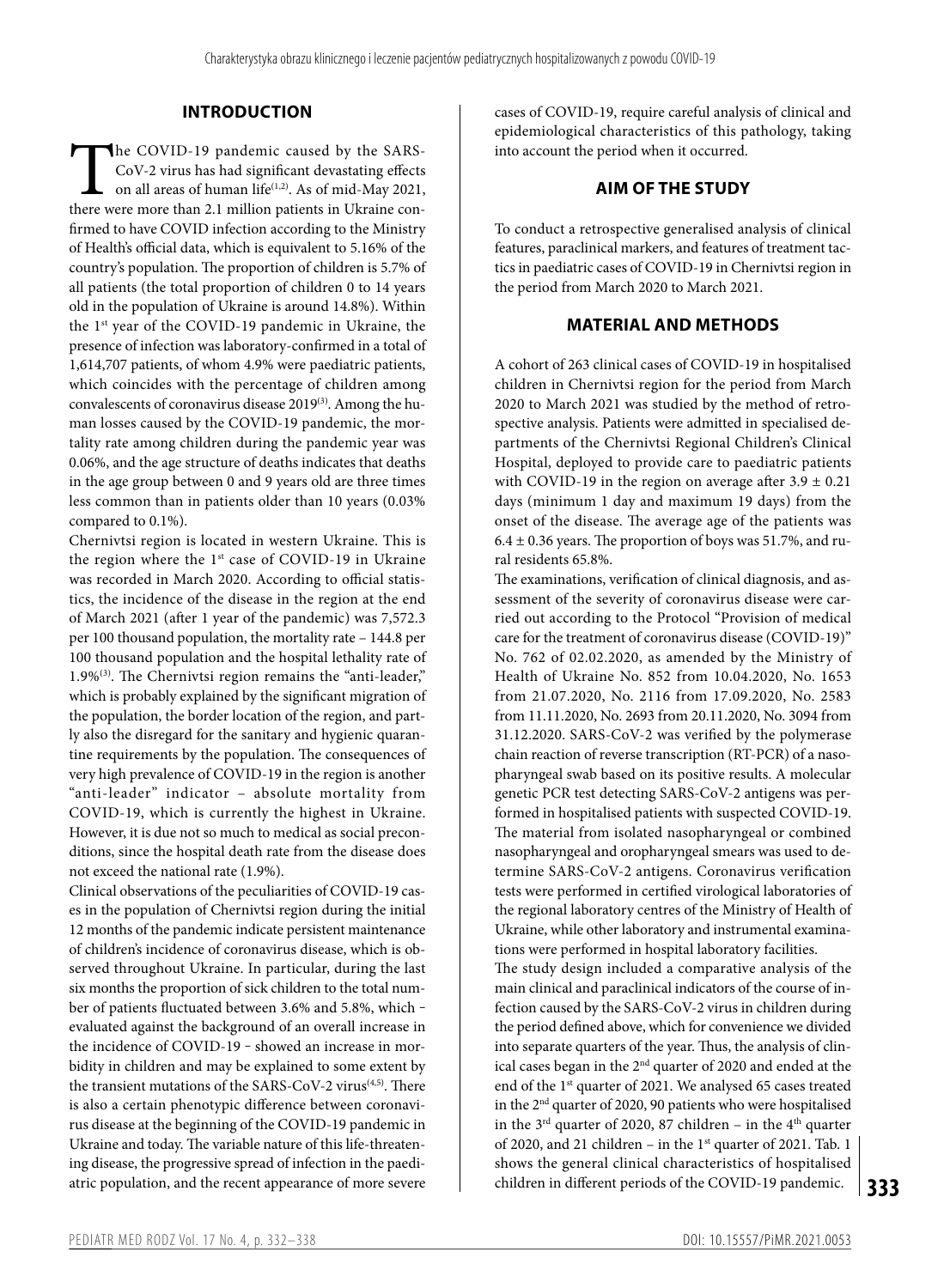## INTRODUCTION

The COVID-19 pandemic caused by the SARS-CoV-2 virus has had significant devastating effects on all areas of human life[1,2]. As of mid-May 2021, there were more than 2.1 million patients in Ukraine confirmed to have COVID infection according to the Ministry of Health's official data, which is equivalent to 5.16% of the country's population. The proportion of children is 5.7% of all patients (the total proportion of children 0 to 14 years old in the population of Ukraine is around 14.8%). Within the 1st year of the COVID-19 pandemic in Ukraine, the presence of infection was laboratory-confirmed in a total of 1,614,707 patients, of whom 4.9% were paediatric patients, which coincides with the percentage of children among convalescents of coronavirus disease 2019[3]. Among the human losses caused by the COVID-19 pandemic, the mortality rate among children during the pandemic year was 0.06%, and the age structure of deaths indicates that deaths in the age group between 0 and 9 years old are three times less common than in patients older than 10 years (0.03% compared to 0.1%).

Chernivtsi region is located in western Ukraine. This is the region where the 1st case of COVID-19 in Ukraine was recorded in March 2020. According to official statistics, the incidence of the disease in the region at the end of March 2021 (after 1 year of the pandemic) was 7,572.3 per 100 thousand population, the mortality rate – 144.8 per 100 thousand population and the hospital lethality rate of 1.9%[3]. The Chernivtsi region remains the "anti-leader," which is probably explained by the significant migration of the population, the border location of the region, and partly also the disregard for the sanitary and hygienic quarantine requirements by the population. The consequences of very high prevalence of COVID-19 in the region is another "anti-leader" indicator – absolute mortality from COVID-19, which is currently the highest in Ukraine. However, it is due not so much to medical as social preconditions, since the hospital death rate from the disease does not exceed the national rate (1.9%).

Clinical observations of the peculiarities of COVID-19 cases in the population of Chernivtsi region during the initial 12 months of the pandemic indicate persistent maintenance of children's incidence of coronavirus disease, which is observed throughout Ukraine. In particular, during the last six months the proportion of sick children to the total number of patients fluctuated between 3.6% and 5.8%, which – evaluated against the background of an overall increase in the incidence of COVID-19 – showed an increase in morbidity in children and may be explained to some extent by the transient mutations of the SARS-CoV-2 virus[4,5]. There is also a certain phenotypic difference between coronavirus disease at the beginning of the COVID-19 pandemic in Ukraine and today. The variable nature of this life-threatening disease, the progressive spread of infection in the paediatric population, and the recent appearance of more severe cases of COVID-19, require careful analysis of clinical and epidemiological characteristics of this pathology, taking into account the period when it occurred.

## AIM OF THE STUDY

To conduct a retrospective generalised analysis of clinical features, paraclinical markers, and features of treatment tactics in paediatric cases of COVID-19 in Chernivtsi region in the period from March 2020 to March 2021.

## MATERIAL AND METHODS

A cohort of 263 clinical cases of COVID-19 in hospitalised children in Chernivtsi region for the period from March 2020 to March 2021 was studied by the method of retrospective analysis. Patients were admitted in specialised departments of the Chernivtsi Regional Children's Clinical Hospital, deployed to provide care to paediatric patients with COVID-19 in the region on average after $3.9 \pm 0.21$ days (minimum 1 day and maximum 19 days) from the onset of the disease. The average age of the patients was $6.4 \pm 0.36$ years. The proportion of boys was 51.7%, and rural residents 65.8%.

The examinations, verification of clinical diagnosis, and assessment of the severity of coronavirus disease were carried out according to the Protocol "Provision of medical care for the treatment of coronavirus disease (COVID-19)" No. 762 of 02.02.2020, as amended by the Ministry of Health of Ukraine No. 852 from 10.04.2020, No. 1653 from 21.07.2020, No. 2116 from 17.09.2020, No. 2583 from 11.11.2020, No. 2693 from 20.11.2020, No. 3094 from 31.12.2020. SARS-CoV-2 was verified by the polymerase chain reaction of reverse transcription (RT-PCR) of a nasopharyngeal swab based on its positive results. A molecular genetic PCR test detecting SARS-CoV-2 antigens was performed in hospitalised patients with suspected COVID-19. The material from isolated nasopharyngeal or combined nasopharyngeal and oropharyngeal smears was used to determine SARS-CoV-2 antigens. Coronavirus verification tests were performed in certified virological laboratories of the regional laboratory centres of the Ministry of Health of Ukraine, while other laboratory and instrumental examinations were performed in hospital laboratory facilities.

The study design included a comparative analysis of the main clinical and paraclinical indicators of the course of infection caused by the SARS-CoV-2 virus in children during the period defined above, which for convenience we divided into separate quarters of the year. Thus, the analysis of clinical cases began in the 2nd quarter of 2020 and ended at the end of the 1st quarter of 2021. We analysed 65 cases treated in the 2nd quarter of 2020, 90 patients who were hospitalised in the 3rd quarter of 2020, 87 children – in the 4th quarter of 2020, and 21 children – in the 1st quarter of 2021. Tab. 1 shows the general clinical characteristics of hospitalised children in different periods of the COVID-19 pandemic.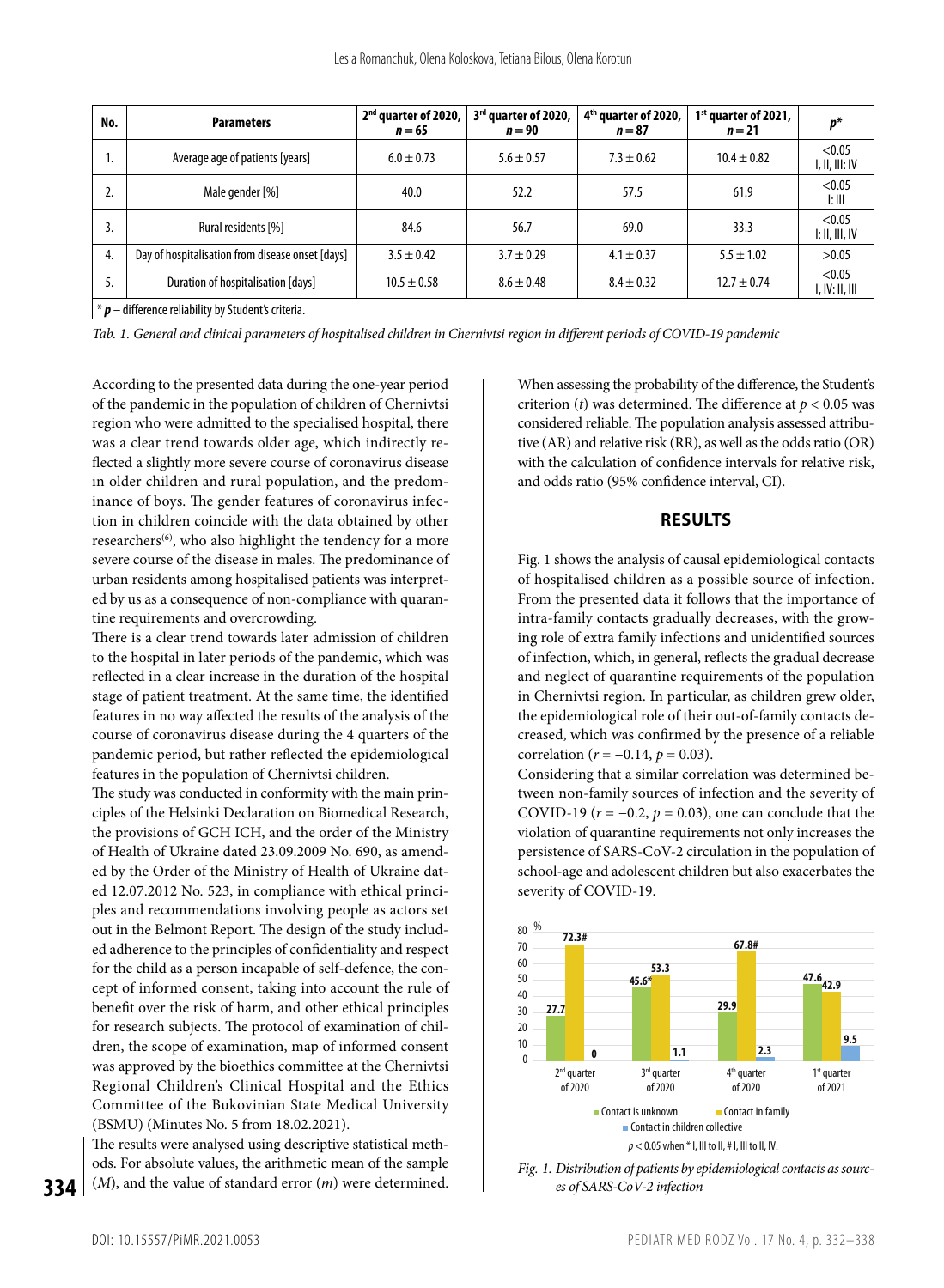| No. | Parameters | 2nd quarter of 2020, $n = 65$ | 3rd quarter of 2020, $n = 90$ | 4th quarter of 2020, $n = 87$ | 1st quarter of 2021, $n = 21$ | $p$* |
|---|---|---|---|---|---|---|
| 1. | Average age of patients [years] | $6.0 \pm 0.73$ | $5.6 \pm 0.57$ | $7.3 \pm 0.62$ | $10.4 \pm 0.82$ | <0.05 I, II, III: IV |
| 2. | Male gender [%] | 40.0 | 52.2 | 57.5 | 61.9 | <0.05 I: III |
| 3. | Rural residents [%] | 84.6 | 56.7 | 69.0 | 33.3 | <0.05 I: II, III, IV |
| 4. | Day of hospitalisation from disease onset [days] | $3.5 \pm 0.42$ | $3.7 \pm 0.29$ | $4.1 \pm 0.37$ | $5.5 \pm 1.02$ | >0.05 |
| 5. | Duration of hospitalisation [days] | $10.5 \pm 0.58$ | $8.6 \pm 0.48$ | $8.4 \pm 0.32$ | $12.7 \pm 0.74$ | <0.05 I, IV: II, III |

\* $p$ – difference reliability by Student's criteria.

*Tab. 1. General and clinical parameters of hospitalised children in Chernivtsi region in different periods of COVID-19 pandemic*

According to the presented data during the one-year period of the pandemic in the population of children of Chernivtsi region who were admitted to the specialised hospital, there was a clear trend towards older age, which indirectly reflected a slightly more severe course of coronavirus disease in older children and rural population, and the predominance of boys. The gender features of coronavirus infection in children coincide with the data obtained by other researchers[6], who also highlight the tendency for a more severe course of the disease in males. The predominance of urban residents among hospitalised patients was interpreted by us as a consequence of non-compliance with quarantine requirements and overcrowding.

There is a clear trend towards later admission of children to the hospital in later periods of the pandemic, which was reflected in a clear increase in the duration of the hospital stage of patient treatment. At the same time, the identified features in no way affected the results of the analysis of the course of coronavirus disease during the 4 quarters of the pandemic period, but rather reflected the epidemiological features in the population of Chernivtsi children.

The study was conducted in conformity with the main principles of the Helsinki Declaration on Biomedical Research, the provisions of GCH ICH, and the order of the Ministry of Health of Ukraine dated 23.09.2009 No. 690, as amended by the Order of the Ministry of Health of Ukraine dated 12.07.2012 No. 523, in compliance with ethical principles and recommendations involving people as actors set out in the Belmont Report. The design of the study included adherence to the principles of confidentiality and respect for the child as a person incapable of self-defence, the concept of informed consent, taking into account the rule of benefit over the risk of harm, and other ethical principles for research subjects. The protocol of examination of children, the scope of examination, map of informed consent was approved by the bioethics committee at the Chernivtsi Regional Children's Clinical Hospital and the Ethics Committee of the Bukovinian State Medical University (BSMU) (Minutes No. 5 from 18.02.2021).

The results were analysed using descriptive statistical methods. For absolute values, the arithmetic mean of the sample ($M$), and the value of standard error ($m$) were determined. When assessing the probability of the difference, the Student's criterion ($t$) was determined. The difference at $p < 0.05$ was considered reliable. The population analysis assessed attributive (AR) and relative risk (RR), as well as the odds ratio (OR) with the calculation of confidence intervals for relative risk, and odds ratio (95% confidence interval, CI).

## RESULTS

Fig. 1 shows the analysis of causal epidemiological contacts of hospitalised children as a possible source of infection. From the presented data it follows that the importance of intra-family contacts gradually decreases, with the growing role of extra family infections and unidentified sources of infection, which, in general, reflects the gradual decrease and neglect of quarantine requirements of the population in Chernivtsi region. In particular, as children grew older, the epidemiological role of their out-of-family contacts decreased, which was confirmed by the presence of a reliable correlation ($r = -0.14$, $p = 0.03$).

Considering that a similar correlation was determined between non-family sources of infection and the severity of COVID-19 ($r = -0.2$, $p = 0.03$), one can conclude that the violation of quarantine requirements not only increases the persistence of SARS-CoV-2 circulation in the population of school-age and adolescent children but also exacerbates the severity of COVID-19.

| | Contact is unknown (%) | Contact in family (%) | Contact in children collective (%) |
|---|---|---|---|
| 2nd quarter of 2020 | 27.7 | 72.3# | 0 |
| 3rd quarter of 2020 | 45.6* | 53.3 | 1.1 |
| 4th quarter of 2020 | 29.9 | 67.8# | 2.3 |
| 1st quarter of 2021 | 47.6 | 42.9 | 9.5 |

$p < 0.05$ when * I, III to II, # I, III to II, IV.

*Fig. 1. Distribution of patients by epidemiological contacts as sources of SARS-CoV-2 infection*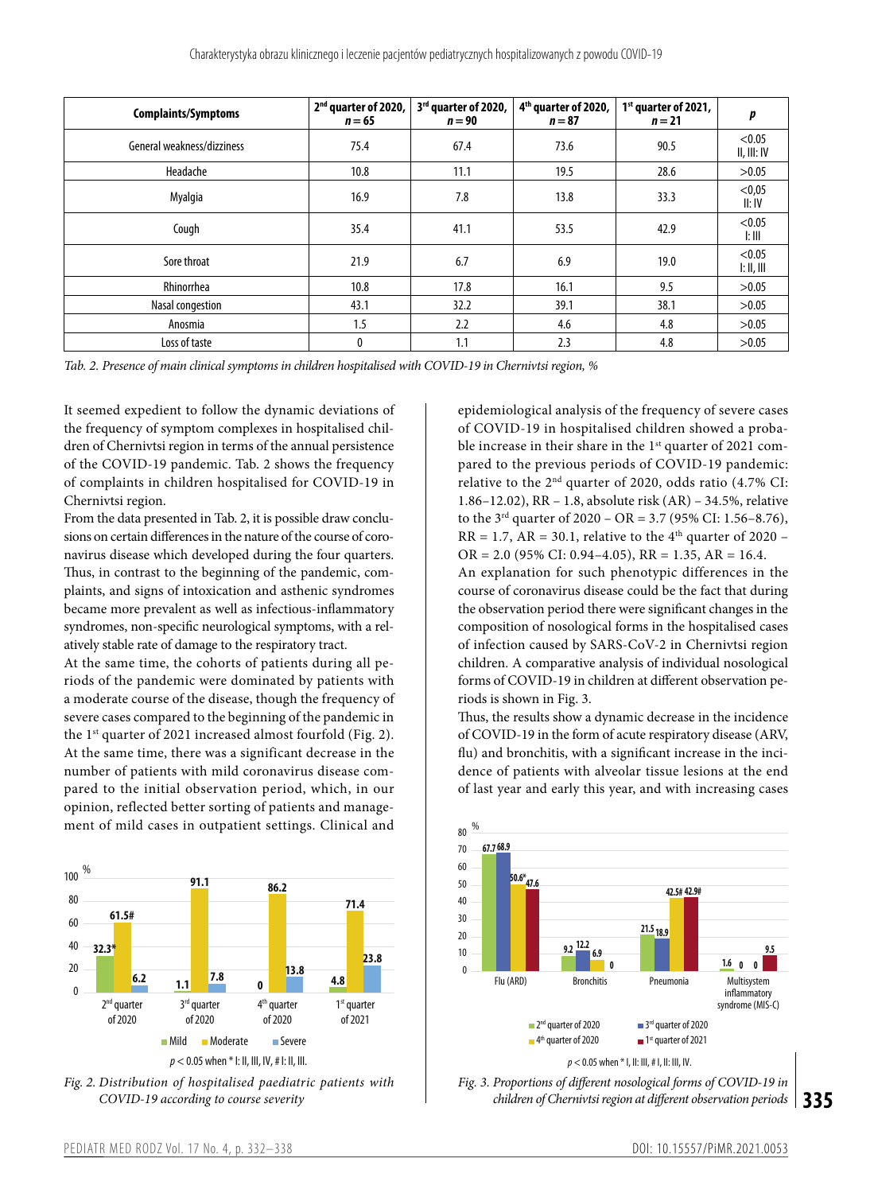| Complaints/Symptoms | 2nd quarter of 2020, $n = 65$ | 3rd quarter of 2020, $n = 90$ | 4th quarter of 2020, $n = 87$ | 1st quarter of 2021, $n = 21$ | *p* |
|---|---|---|---|---|---|
| General weakness/dizziness | 75.4 | 67.4 | 73.6 | 90.5 | <0.05 II, III: IV |
| Headache | 10.8 | 11.1 | 19.5 | 28.6 | >0.05 |
| Myalgia | 16.9 | 7.8 | 13.8 | 33.3 | <0,05 II: IV |
| Cough | 35.4 | 41.1 | 53.5 | 42.9 | <0.05 I: III |
| Sore throat | 21.9 | 6.7 | 6.9 | 19.0 | <0.05 I: II, III |
| Rhinorrhea | 10.8 | 17.8 | 16.1 | 9.5 | >0.05 |
| Nasal congestion | 43.1 | 32.2 | 39.1 | 38.1 | >0.05 |
| Anosmia | 1.5 | 2.2 | 4.6 | 4.8 | >0.05 |
| Loss of taste | 0 | 1.1 | 2.3 | 4.8 | >0.05 |

*Tab. 2. Presence of main clinical symptoms in children hospitalised with COVID-19 in Chernivtsi region, %*

It seemed expedient to follow the dynamic deviations of the frequency of symptom complexes in hospitalised children of Chernivtsi region in terms of the annual persistence of the COVID-19 pandemic. Tab. 2 shows the frequency of complaints in children hospitalised for COVID-19 in Chernivtsi region.

From the data presented in Tab. 2, it is possible draw conclusions on certain differences in the nature of the course of coronavirus disease which developed during the four quarters. Thus, in contrast to the beginning of the pandemic, complaints, and signs of intoxication and asthenic syndromes became more prevalent as well as infectious-inflammatory syndromes, non-specific neurological symptoms, with a relatively stable rate of damage to the respiratory tract.

At the same time, the cohorts of patients during all periods of the pandemic were dominated by patients with a moderate course of the disease, though the frequency of severe cases compared to the beginning of the pandemic in the 1st quarter of 2021 increased almost fourfold (Fig. 2). At the same time, there was a significant decrease in the number of patients with mild coronavirus disease compared to the initial observation period, which, in our opinion, reflected better sorting of patients and management of mild cases in outpatient settings. Clinical and epidemiological analysis of the frequency of severe cases of COVID-19 in hospitalised children showed a probable increase in their share in the 1st quarter of 2021 compared to the previous periods of COVID-19 pandemic: relative to the 2nd quarter of 2020, odds ratio (4.7% CI: 1.86–12.02), RR – 1.8, absolute risk (AR) – 34.5%, relative to the 3rd quarter of 2020 – OR = 3.7 (95% CI: 1.56–8.76), RR = 1.7, AR = 30.1, relative to the 4th quarter of 2020 – OR = 2.0 (95% CI: 0.94–4.05), RR = 1.35, AR = 16.4.

An explanation for such phenotypic differences in the course of coronavirus disease could be the fact that during the observation period there were significant changes in the composition of nosological forms in the hospitalised cases of infection caused by SARS-CoV-2 in Chernivtsi region children. A comparative analysis of individual nosological forms of COVID-19 in children at different observation periods is shown in Fig. 3.

Thus, the results show a dynamic decrease in the incidence of COVID-19 in the form of acute respiratory disease (ARV, flu) and bronchitis, with a significant increase in the incidence of patients with alveolar tissue lesions at the end of last year and early this year, and with increasing cases

$p < 0.05$ when * I: II, III, IV, # I: II, III.

*Fig. 2. Distribution of hospitalised paediatric patients with COVID-19 according to course severity*

$p < 0.05$ when * I, II: III, # I, II: III, IV.

*Fig. 3. Proportions of different nosological forms of COVID-19 in children of Chernivtsi region at different observation periods*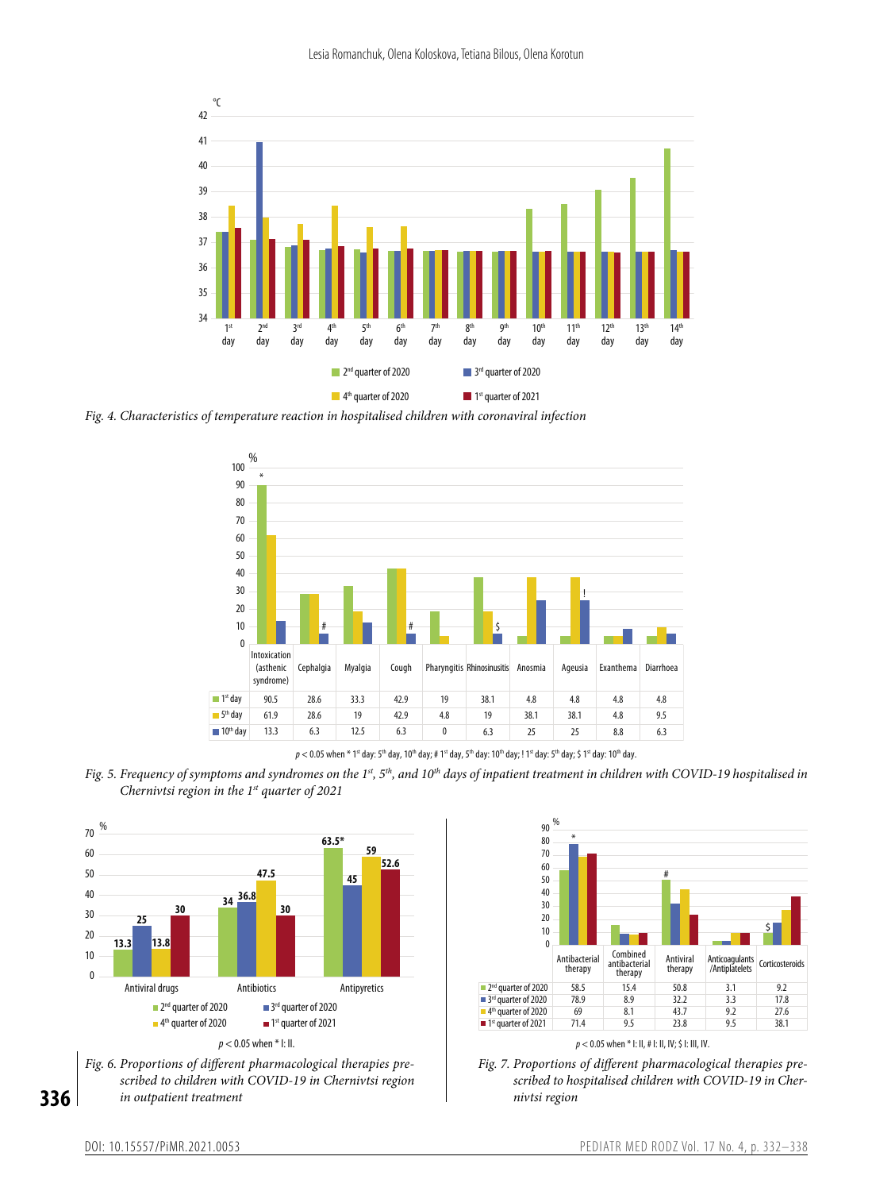Fig. 4. Characteristics of temperature reaction in hospitalised children with coronaviral infection

| | Intoxication (asthenic syndrome) | Cephalgia | Myalgia | Cough | Pharyngitis | Rhinosinusitis | Anosmia | Ageusia | Exanthema | Diarrhoea |
|---|---|---|---|---|---|---|---|---|---|---|
| 1st day | 90.5 | 28.6 | 33.3 | 42.9 | 19 | 38.1 | 4.8 | 4.8 | 4.8 | 4.8 |
| 5th day | 61.9 | 28.6 | 19 | 42.9 | 4.8 | 19 | 38.1 | 38.1 | 4.8 | 9.5 |
| 10th day | 13.3 | 6.3 | 12.5 | 6.3 | 0 | 6.3 | 25 | 25 | 8.8 | 6.3 |

$p < 0.05$ when * 1st day: 5th day, 10th day; # 1st day, 5th day: 10th day; ! 1st day: 5th day; $ 1st day: 10th day.

Fig. 5. Frequency of symptoms and syndromes on the 1st, 5th, and 10th days of inpatient treatment in children with COVID-19 hospitalised in Chernivtsi region in the 1st quarter of 2021

| | Antiviral drugs | Antibiotics | Antipyretics |
|---|---|---|---|
| 2nd quarter of 2020 | 13.3 | 34 | 63.5* |
| 3rd quarter of 2020 | 25 | 36.8 | 45 |
| 4th quarter of 2020 | 13.8 | 47.5 | 59 |
| 1st quarter of 2021 | 30 | 30 | 52.6 |

$p < 0.05$ when * I: II.

Fig. 6. Proportions of different pharmacological therapies prescribed to children with COVID-19 in Chernivtsi region in outpatient treatment

| | Antibacterial therapy | Combined antibacterial therapy | Antiviral therapy | Anticoagulants /Antiplatelets | Corticosteroids |
|---|---|---|---|---|---|
| 2nd quarter of 2020 | 58.5 | 15.4 | 50.8 | 3.1 | 9.2 |
| 3rd quarter of 2020 | 78.9 | 8.9 | 32.2 | 3.3 | 17.8 |
| 4th quarter of 2020 | 69 | 8.1 | 43.7 | 9.2 | 27.6 |
| 1st quarter of 2021 | 71.4 | 9.5 | 23.8 | 9.5 | 38.1 |

$p < 0.05$ when * I: II, # I: II, IV; $ I: III, IV.

Fig. 7. Proportions of different pharmacological therapies prescribed to hospitalised children with COVID-19 in Chernivtsi region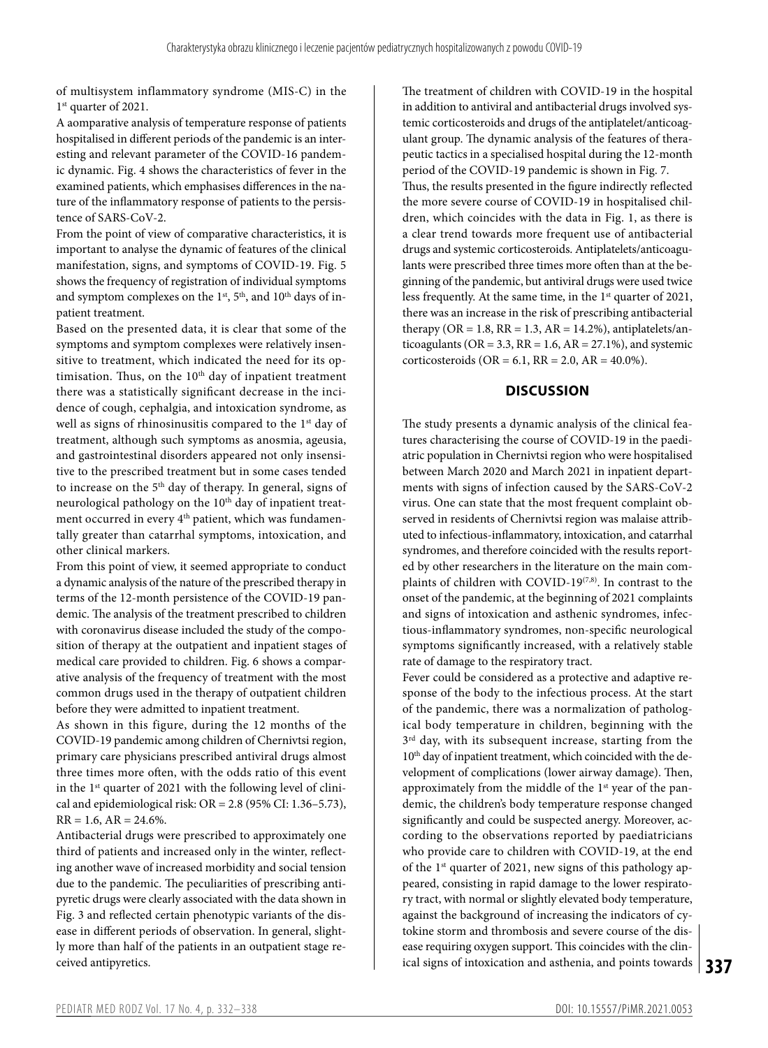of multisystem inflammatory syndrome (MIS-C) in the 1st quarter of 2021.

A aomparative analysis of temperature response of patients hospitalised in different periods of the pandemic is an interesting and relevant parameter of the COVID-16 pandemic dynamic. Fig. 4 shows the characteristics of fever in the examined patients, which emphasises differences in the nature of the inflammatory response of patients to the persistence of SARS-CoV-2.

From the point of view of comparative characteristics, it is important to analyse the dynamic of features of the clinical manifestation, signs, and symptoms of COVID-19. Fig. 5 shows the frequency of registration of individual symptoms and symptom complexes on the 1st, 5th, and 10th days of inpatient treatment.

Based on the presented data, it is clear that some of the symptoms and symptom complexes were relatively insensitive to treatment, which indicated the need for its optimisation. Thus, on the 10th day of inpatient treatment there was a statistically significant decrease in the incidence of cough, cephalgia, and intoxication syndrome, as well as signs of rhinosinusitis compared to the 1st day of treatment, although such symptoms as anosmia, ageusia, and gastrointestinal disorders appeared not only insensitive to the prescribed treatment but in some cases tended to increase on the 5th day of therapy. In general, signs of neurological pathology on the 10th day of inpatient treatment occurred in every 4th patient, which was fundamentally greater than catarrhal symptoms, intoxication, and other clinical markers.

From this point of view, it seemed appropriate to conduct a dynamic analysis of the nature of the prescribed therapy in terms of the 12-month persistence of the COVID-19 pandemic. The analysis of the treatment prescribed to children with coronavirus disease included the study of the composition of therapy at the outpatient and inpatient stages of medical care provided to children. Fig. 6 shows a comparative analysis of the frequency of treatment with the most common drugs used in the therapy of outpatient children before they were admitted to inpatient treatment.

As shown in this figure, during the 12 months of the COVID-19 pandemic among children of Chernivtsi region, primary care physicians prescribed antiviral drugs almost three times more often, with the odds ratio of this event in the 1st quarter of 2021 with the following level of clinical and epidemiological risk: OR = 2.8 (95% CI: 1.36–5.73), RR = 1.6, AR = 24.6%.

Antibacterial drugs were prescribed to approximately one third of patients and increased only in the winter, reflecting another wave of increased morbidity and social tension due to the pandemic. The peculiarities of prescribing antipyretic drugs were clearly associated with the data shown in Fig. 3 and reflected certain phenotypic variants of the disease in different periods of observation. In general, slightly more than half of the patients in an outpatient stage received antipyretics.

The treatment of children with COVID-19 in the hospital in addition to antiviral and antibacterial drugs involved systemic corticosteroids and drugs of the antiplatelet/anticoagulant group. The dynamic analysis of the features of therapeutic tactics in a specialised hospital during the 12-month period of the COVID-19 pandemic is shown in Fig. 7.

Thus, the results presented in the figure indirectly reflected the more severe course of COVID-19 in hospitalised children, which coincides with the data in Fig. 1, as there is a clear trend towards more frequent use of antibacterial drugs and systemic corticosteroids. Antiplatelets/anticoagulants were prescribed three times more often than at the beginning of the pandemic, but antiviral drugs were used twice less frequently. At the same time, in the 1st quarter of 2021, there was an increase in the risk of prescribing antibacterial therapy (OR = 1.8, RR = 1.3, AR = 14.2%), antiplatelets/anticoagulants (OR = 3.3, RR = 1.6, AR = 27.1%), and systemic corticosteroids (OR = 6.1, RR = 2.0, AR = 40.0%).

## DISCUSSION

The study presents a dynamic analysis of the clinical features characterising the course of COVID-19 in the paediatric population in Chernivtsi region who were hospitalised between March 2020 and March 2021 in inpatient departments with signs of infection caused by the SARS-CoV-2 virus. One can state that the most frequent complaint observed in residents of Chernivtsi region was malaise attributed to infectious-inflammatory, intoxication, and catarrhal syndromes, and therefore coincided with the results reported by other researchers in the literature on the main complaints of children with COVID-19[7,8]. In contrast to the onset of the pandemic, at the beginning of 2021 complaints and signs of intoxication and asthenic syndromes, infectious-inflammatory syndromes, non-specific neurological symptoms significantly increased, with a relatively stable rate of damage to the respiratory tract.

Fever could be considered as a protective and adaptive response of the body to the infectious process. At the start of the pandemic, there was a normalization of pathological body temperature in children, beginning with the 3rd day, with its subsequent increase, starting from the 10th day of inpatient treatment, which coincided with the development of complications (lower airway damage). Then, approximately from the middle of the 1st year of the pandemic, the children's body temperature response changed significantly and could be suspected anergy. Moreover, according to the observations reported by paediatricians who provide care to children with COVID-19, at the end of the 1st quarter of 2021, new signs of this pathology appeared, consisting in rapid damage to the lower respiratory tract, with normal or slightly elevated body temperature, against the background of increasing the indicators of cytokine storm and thrombosis and severe course of the disease requiring oxygen support. This coincides with the clinical signs of intoxication and asthenia, and points towards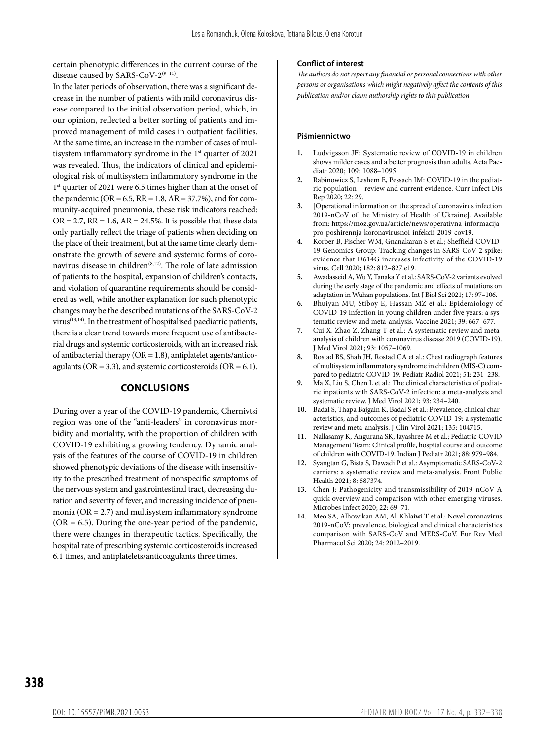certain phenotypic differences in the current course of the disease caused by SARS-CoV-2[9–11].

In the later periods of observation, there was a significant decrease in the number of patients with mild coronavirus disease compared to the initial observation period, which, in our opinion, reflected a better sorting of patients and improved management of mild cases in outpatient facilities. At the same time, an increase in the number of cases of multisystem inflammatory syndrome in the 1st quarter of 2021 was revealed. Thus, the indicators of clinical and epidemiological risk of multisystem inflammatory syndrome in the 1st quarter of 2021 were 6.5 times higher than at the onset of the pandemic (OR = 6.5, RR = 1.8, AR = 37.7%), and for community-acquired pneumonia, these risk indicators reached: OR = 2.7, RR = 1.6, AR = 24.5%. It is possible that these data only partially reflect the triage of patients when deciding on the place of their treatment, but at the same time clearly demonstrate the growth of severe and systemic forms of coronavirus disease in children[8,12]. The role of late admission of patients to the hospital, expansion of children's contacts, and violation of quarantine requirements should be considered as well, while another explanation for such phenotypic changes may be the described mutations of the SARS-CoV-2 virus[13,14]. In the treatment of hospitalised paediatric patients, there is a clear trend towards more frequent use of antibacterial drugs and systemic corticosteroids, with an increased risk of antibacterial therapy (OR = 1.8), antiplatelet agents/anticoagulants (OR = 3.3), and systemic corticosteroids (OR = 6.1).

## CONCLUSIONS

During over a year of the COVID-19 pandemic, Chernivtsi region was one of the "anti-leaders" in coronavirus morbidity and mortality, with the proportion of children with COVID-19 exhibiting a growing tendency. Dynamic analysis of the features of the course of COVID-19 in children showed phenotypic deviations of the disease with insensitivity to the prescribed treatment of nonspecific symptoms of the nervous system and gastrointestinal tract, decreasing duration and severity of fever, and increasing incidence of pneumonia (OR = 2.7) and multisystem inflammatory syndrome (OR = 6.5). During the one-year period of the pandemic, there were changes in therapeutic tactics. Specifically, the hospital rate of prescribing systemic corticosteroids increased 6.1 times, and antiplatelets/anticoagulants three times.

#### Conflict of interest

*The authors do not report any financial or personal connections with other persons or organisations which might negatively affect the contents of this publication and/or claim authorship rights to this publication.*

#### Piśmiennictwo

1. Ludvigsson JF: Systematic review of COVID-19 in children shows milder cases and a better prognosis than adults. Acta Paediatr 2020; 109: 1088–1095.
2. Rabinowicz S, Leshem E, Pessach IM: COVID-19 in the pediatric population – review and current evidence. Curr Infect Dis Rep 2020; 22: 29.
3. [Operational information on the spread of coronavirus infection 2019-nCoV of the Ministry of Health of Ukraine]. Available from: https://moz.gov.ua/article/news/operativna-informacija-pro-poshirennja-koronavirusnoi-infekcii-2019-cov19.
4. Korber B, Fischer WM, Gnanakaran S et al.; Sheffield COVID-19 Genomics Group: Tracking changes in SARS-CoV-2 spike: evidence that D614G increases infectivity of the COVID-19 virus. Cell 2020; 182: 812–827.e19.
5. Awadasseid A, Wu Y, Tanaka Y et al.: SARS-CoV-2 variants evolved during the early stage of the pandemic and effects of mutations on adaptation in Wuhan populations. Int J Biol Sci 2021; 17: 97–106.
6. Bhuiyan MU, Stiboy E, Hassan MZ et al.: Epidemiology of COVID-19 infection in young children under five years: a systematic review and meta-analysis. Vaccine 2021; 39: 667–677.
7. Cui X, Zhao Z, Zhang T et al.: A systematic review and meta-analysis of children with coronavirus disease 2019 (COVID-19). J Med Virol 2021; 93: 1057–1069.
8. Rostad BS, Shah JH, Rostad CA et al.: Chest radiograph features of multisystem inflammatory syndrome in children (MIS-C) compared to pediatric COVID-19. Pediatr Radiol 2021; 51: 231–238.
9. Ma X, Liu S, Chen L et al.: The clinical characteristics of pediatric inpatients with SARS-CoV-2 infection: a meta-analysis and systematic review. J Med Virol 2021; 93: 234–240.
10. Badal S, Thapa Bajgain K, Badal S et al.: Prevalence, clinical characteristics, and outcomes of pediatric COVID-19: a systematic review and meta-analysis. J Clin Virol 2021; 135: 104715.
11. Nallasamy K, Angurana SK, Jayashree M et al.; Pediatric COVID Management Team: Clinical profile, hospital course and outcome of children with COVID-19. Indian J Pediatr 2021; 88: 979–984.
12. Syangtan G, Bista S, Dawadi P et al.: Asymptomatic SARS-CoV-2 carriers: a systematic review and meta-analysis. Front Public Health 2021; 8: 587374.
13. Chen J: Pathogenicity and transmissibility of 2019-nCoV-A quick overview and comparison with other emerging viruses. Microbes Infect 2020; 22: 69–71.
14. Meo SA, Alhowikan AM, Al-Khlaiwi T et al.: Novel coronavirus 2019-nCoV: prevalence, biological and clinical characteristics comparison with SARS-CoV and MERS-CoV. Eur Rev Med Pharmacol Sci 2020; 24: 2012–2019.